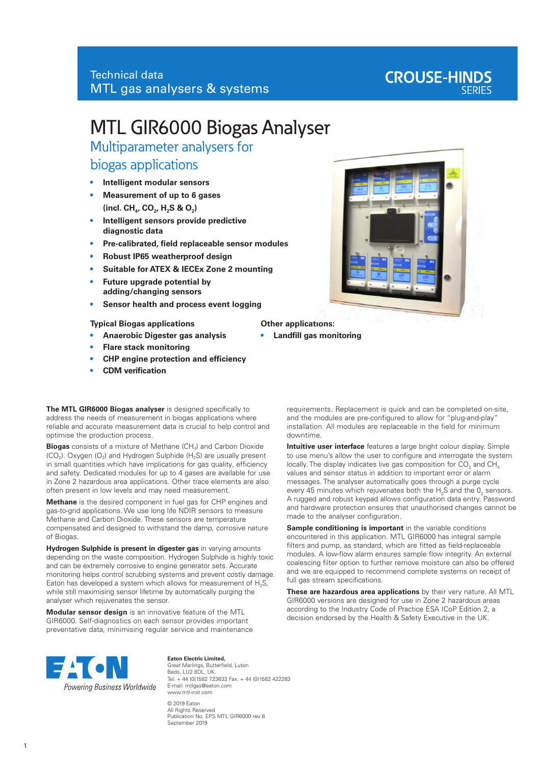Technical data
MTL gas analysers & systems

CROUSE-HINDS SERIES

# MTL GIR6000 Biogas Analyser

## Multiparameter analysers for biogas applications

- **Intelligent modular sensors**
- **Measurement of up to 6 gases (incl. $CH_4$, $CO_2$, $H_2S$ & $O_2$)**
- **Intelligent sensors provide predictive diagnostic data**
- **Pre-calibrated, field replaceable sensor modules**
- **Robust IP65 weatherproof design**
- **Suitable for ATEX & IECEx Zone 2 mounting**
- **Future upgrade potential by adding/changing sensors**
- **Sensor health and process event logging**

**Typical Biogas applications**

- **Anaerobic Digester gas analysis**
- **Flare stack monitoring**
- **CHP engine protection and efficiency**
- **CDM verification**

**Other applications:**

- **Landfill gas monitoring**

**The MTL GIR6000 Biogas analyser** is designed specifically to address the needs of measurement in biogas applications where reliable and accurate measurement data is crucial to help control and optimise the production process.

**Biogas** consists of a mixture of Methane ($CH_4$) and Carbon Dioxide ($CO_2$). Oxygen ($O_2$) and Hydrogen Sulphide ($H_2S$) are usually present in small quantities which have implications for gas quality, efficiency and safety. Dedicated modules for up to 4 gases are available for use in Zone 2 hazardous area applications. Other trace elements are also often present in low levels and may need measurement.

**Methane** is the desired component in fuel gas for CHP engines and gas-to-grid applications. We use long life NDIR sensors to measure Methane and Carbon Dioxide. These sensors are temperature compensated and designed to withstand the damp, corrosive nature of Biogas.

**Hydrogen Sulphide is present in digester gas** in varying amounts depending on the waste composition. Hydrogen Sulphide is highly toxic and can be extremely corrosive to engine generator sets. Accurate monitoring helps control scrubbing systems and prevent costly damage. Eaton has developed a system which allows for measurement of $H_2S$, while still maximising sensor lifetime by automatically purging the analyser which rejuvenates the sensor.

**Modular sensor design** is an innovative feature of the MTL GIR6000. Self-diagnostics on each sensor provides important preventative data, minimising regular service and maintenance requirements. Replacement is quick and can be completed on-site, and the modules are pre-configured to allow for "plug-and-play" installation. All modules are replaceable in the field for minimum downtime.

**Intuitive user interface** features a large bright colour display. Simple to use menu's allow the user to configure and interrogate the system locally. The display indicates live gas composition for $CO_2$ and $CH_4$ values and sensor status in addition to important error or alarm messages. The analyser automatically goes through a purge cycle every 45 minutes which rejuvenates both the $H_2S$ and the $0_2$ sensors. A rugged and robust keypad allows configuration data entry. Password and hardware protection ensures that unauthorised changes cannot be made to the analyser configuration.

**Sample conditioning is important** in the variable conditions encountered in this application. MTL GIR6000 has integral sample filters and pump, as standard, which are fitted as field-replaceable modules. A low-flow alarm ensures sample flow integrity. An external coalescing filter option to further remove moisture can also be offered and we are equipped to recommend complete systems on receipt of full gas stream specifications.

**These are hazardous area applications** by their very nature. All MTL GIR6000 versions are designed for use in Zone 2 hazardous areas according to the Industry Code of Practice ESA ICoP Edition 2, a decision endorsed by the Health & Safety Executive in the UK.

EATON
Powering Business Worldwide

**Eaton Electric Limited,**
Great Marlings, Butterfield, Luton
Beds, LU2 8DL, UK.
Tel: + 44 (0)1582 723633 Fax: + 44 (0)1582 422283
E-mail: mtlgas@eaton.com
www.mtl-inst.com

© 2019 Eaton
All Rights Reserved
Publication No. EPS MTL GIR6000 rev 6
September 2019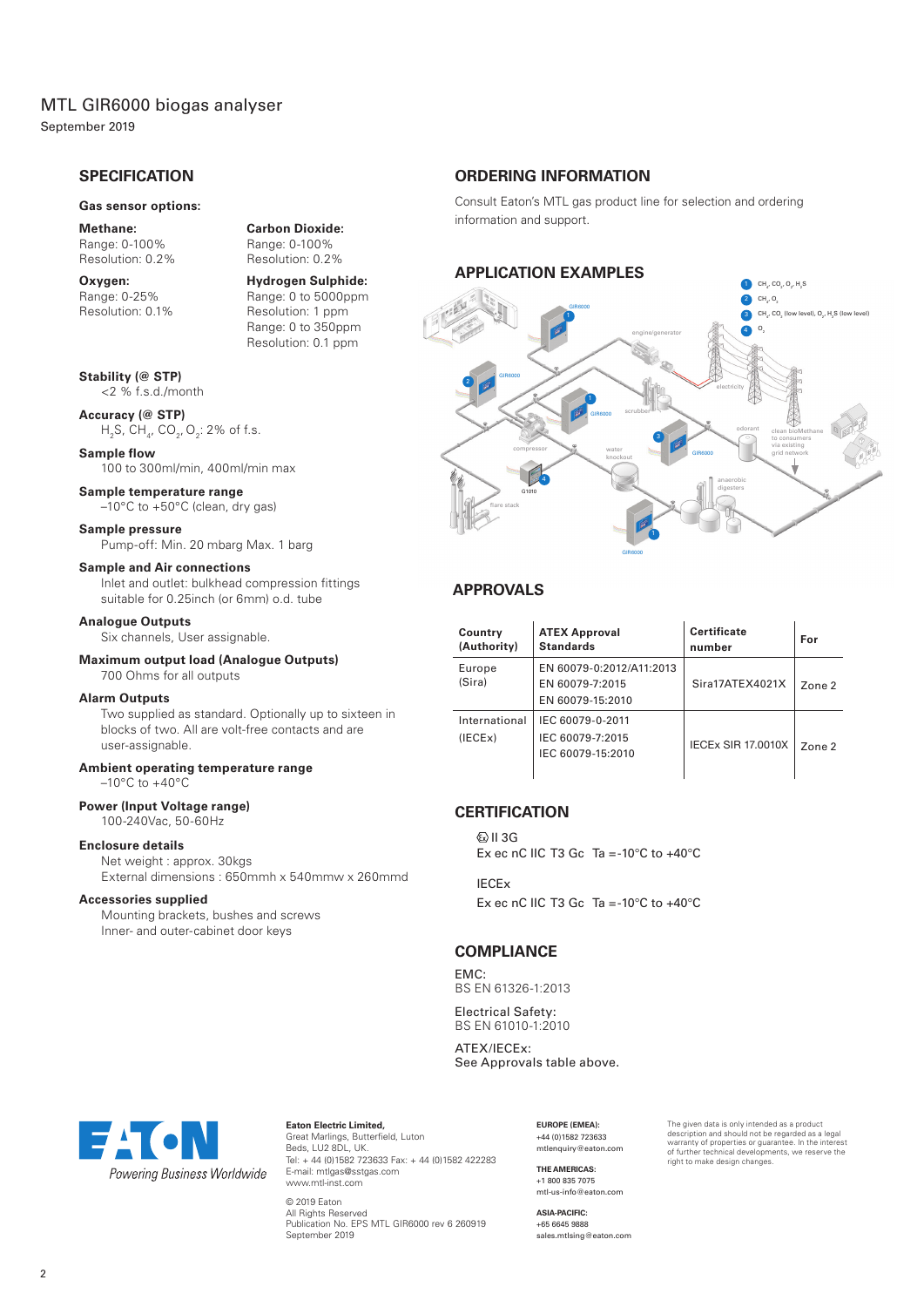# MTL GIR6000 biogas analyser

September 2019

## SPECIFICATION

### Gas sensor options:

**Methane:**
Range: 0-100%
Resolution: 0.2%

**Carbon Dioxide:**
Range: 0-100%
Resolution: 0.2%

**Oxygen:**
Range: 0-25%
Resolution: 0.1%

**Hydrogen Sulphide:**
Range: 0 to 5000ppm
Resolution: 1 ppm
Range: 0 to 350ppm
Resolution: 0.1 ppm

**Stability (@ STP)**
<2 % f.s.d./month

**Accuracy (@ STP)**
$H_2S$, $CH_4$, $CO_2$, $O_2$: 2% of f.s.

**Sample flow**
100 to 300ml/min, 400ml/min max

**Sample temperature range**
–10°C to +50°C (clean, dry gas)

**Sample pressure**
Pump-off: Min. 20 mbarg Max. 1 barg

**Sample and Air connections**
Inlet and outlet: bulkhead compression fittings suitable for 0.25inch (or 6mm) o.d. tube

**Analogue Outputs**
Six channels, User assignable.

**Maximum output load (Analogue Outputs)**
700 Ohms for all outputs

**Alarm Outputs**
Two supplied as standard. Optionally up to sixteen in blocks of two. All are volt-free contacts and are user-assignable.

**Ambient operating temperature range**
–10°C to +40°C

**Power (Input Voltage range)**
100-240Vac, 50-60Hz

**Enclosure details**
Net weight : approx. 30kgs
External dimensions : 650mmh x 540mmw x 260mmd

**Accessories supplied**
Mounting brackets, bushes and screws
Inner- and outer-cabinet door keys

## ORDERING INFORMATION

Consult Eaton's MTL gas product line for selection and ordering information and support.

## APPLICATION EXAMPLES

1 $CH_4$, $CO_2$, $O_2$, $H_2S$
2 $CH_4$, $O_2$
3 $CH_4$, $CO_2$ (low level), $O_2$, $H_2S$ (low level)
4 $O_2$

GIR6000, engine/generator, electricity, scrubber, compressor, water knockout, odorant, clean bioMethane to consumers via existing grid network, G1010, flare stack, anaerobic digesters

## APPROVALS

| Country (Authority) | ATEX Approval Standards | Certificate number | For |
|---|---|---|---|
| Europe (Sira) | EN 60079-0:2012/A11:2013<br>EN 60079-7:2015<br>EN 60079-15:2010 | Sira17ATEX4021X | Zone 2 |
| International (IECEx) | IEC 60079-0-2011<br>IEC 60079-7:2015<br>IEC 60079-15:2010 | IECEx SIR 17.0010X | Zone 2 |

## CERTIFICATION

Ex II 3G
Ex ec nC IIC T3 Gc Ta =-10°C to +40°C

IECEx
Ex ec nC IIC T3 Gc Ta =-10°C to +40°C

## COMPLIANCE

EMC:
BS EN 61326-1:2013

Electrical Safety:
BS EN 61010-1:2010

ATEX/IECEx:
See Approvals table above.

EATON
Powering Business Worldwide

**Eaton Electric Limited,**
Great Marlings, Butterfield, Luton
Beds, LU2 8DL, UK.
Tel: + 44 (0)1582 723633 Fax: + 44 (0)1582 422283
E-mail: mtlgas@sstgas.com
www.mtl-inst.com

© 2019 Eaton
All Rights Reserved
Publication No. EPS MTL GIR6000 rev 6 260919
September 2019

**EUROPE (EMEA):**
+44 (0)1582 723633
mtlenquiry@eaton.com

**THE AMERICAS:**
+1 800 835 7075
mtl-us-info@eaton.com

**ASIA-PACIFIC:**
+65 6645 9888
sales.mtlsing@eaton.com

The given data is only intended as a product description and should not be regarded as a legal warranty of properties or guarantee. In the interest of further technical developments, we reserve the right to make design changes.